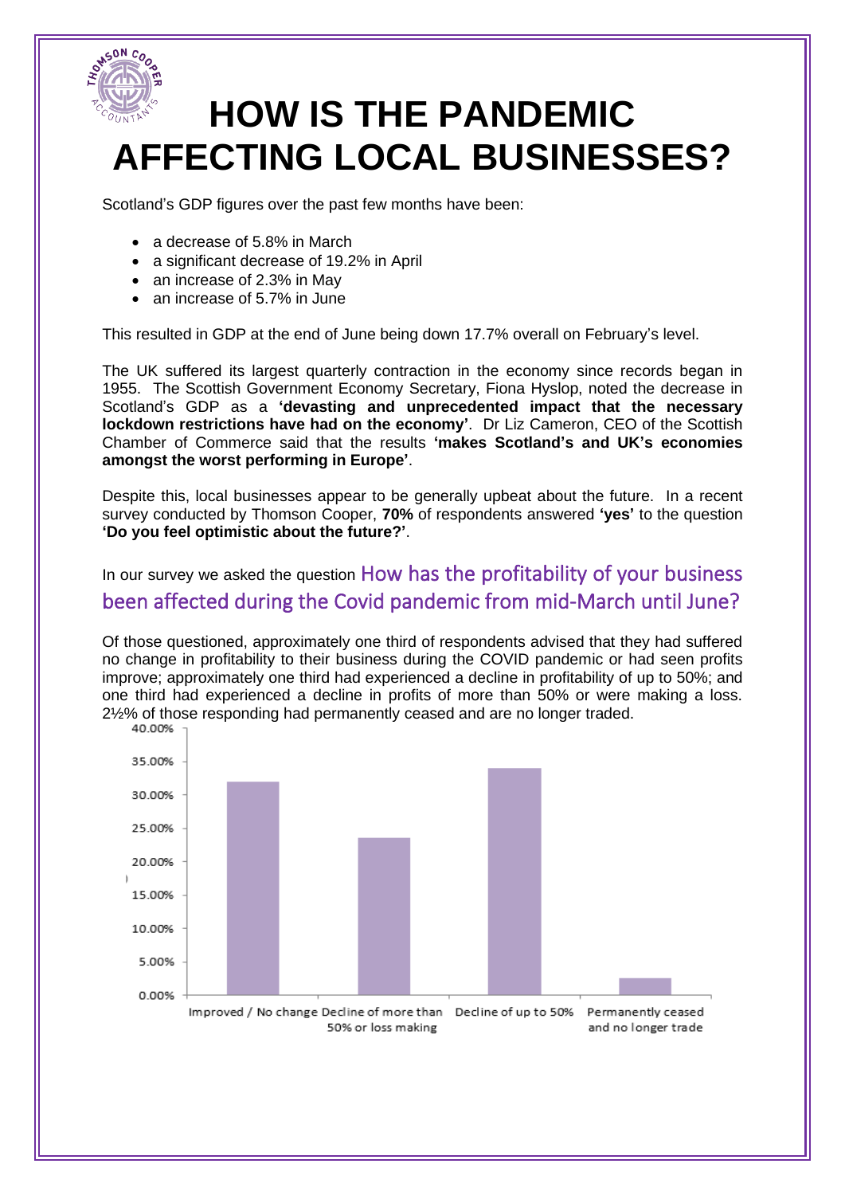# HOW IS THE PANDEMIC AFFECTING LOCAL BUSINESSES?

Scotland's GDP figures over the past few months have been:

- a decrease of 5.8% in March
- a significant decrease of 19.2% in April
- an increase of 2.3% in May
- an increase of 5.7% in June

This resulted in GDP at the end of June being down 17.7% overall on February's level.

The UK suffered its largest quarterly contraction in the economy since records began in 1955. The Scottish Government Economy Secretary, Fiona Hyslop, noted the decrease in Scotland's GDP as a **'devasting and unprecedented impact that the necessary lockdown restrictions have had on the economy'**. Dr Liz Cameron, CEO of the Scottish Chamber of Commerce said that the results **'makes Scotland's and UK's economies amongst the worst performing in Europe'**.

Despite this, local businesses appear to be generally upbeat about the future. In a recent survey conducted by Thomson Cooper, **70%** of respondents answered **'yes'** to the question **'Do you feel optimistic about the future?'**.

In our survey we asked the question How has the profitability of your business been affected during the Covid pandemic from mid-March until June?

Of those questioned, approximately one third of respondents advised that they had suffered no change in profitability to their business during the COVID pandemic or had seen profits improve; approximately one third had experienced a decline in profitability of up to 50%; and one third had experienced a decline in profits of more than 50% or were making a loss. 2½% of those responding had permanently ceased and are no longer traded.

| Category | Approx. % (from chart) |
|---|---|
| Improved / No change | ~32% |
| Decline of more than 50% or loss making | ~23.5% |
| Decline of up to 50% | ~34% |
| Permanently ceased and no longer trade | ~2.5% |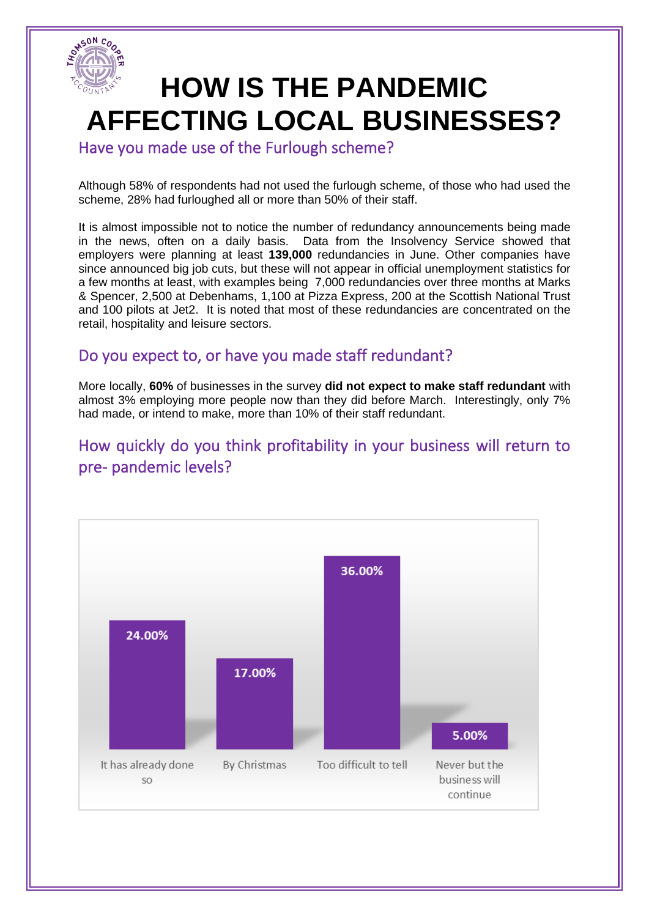# HOW IS THE PANDEMIC AFFECTING LOCAL BUSINESSES?

## Have you made use of the Furlough scheme?

Although 58% of respondents had not used the furlough scheme, of those who had used the scheme, 28% had furloughed all or more than 50% of their staff.

It is almost impossible not to notice the number of redundancy announcements being made in the news, often on a daily basis. Data from the Insolvency Service showed that employers were planning at least **139,000** redundancies in June. Other companies have since announced big job cuts, but these will not appear in official unemployment statistics for a few months at least, with examples being 7,000 redundancies over three months at Marks & Spencer, 2,500 at Debenhams, 1,100 at Pizza Express, 200 at the Scottish National Trust and 100 pilots at Jet2. It is noted that most of these redundancies are concentrated on the retail, hospitality and leisure sectors.

## Do you expect to, or have you made staff redundant?

More locally, **60%** of businesses in the survey **did not expect to make staff redundant** with almost 3% employing more people now than they did before March. Interestingly, only 7% had made, or intend to make, more than 10% of their staff redundant.

## How quickly do you think profitability in your business will return to pre- pandemic levels?

| Response | Percentage |
| --- | --- |
| It has already done so | 24.00% |
| By Christmas | 17.00% |
| Too difficult to tell | 36.00% |
| Never but the business will continue | 5.00% |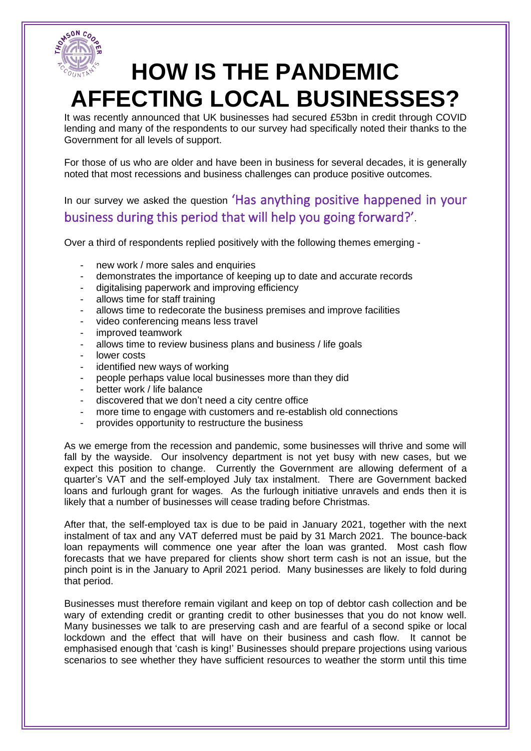# HOW IS THE PANDEMIC AFFECTING LOCAL BUSINESSES?

It was recently announced that UK businesses had secured £53bn in credit through COVID lending and many of the respondents to our survey had specifically noted their thanks to the Government for all levels of support.

For those of us who are older and have been in business for several decades, it is generally noted that most recessions and business challenges can produce positive outcomes.

In our survey we asked the question 'Has anything positive happened in your business during this period that will help you going forward?'.

Over a third of respondents replied positively with the following themes emerging -

- new work / more sales and enquiries
- demonstrates the importance of keeping up to date and accurate records
- digitalising paperwork and improving efficiency
- allows time for staff training
- allows time to redecorate the business premises and improve facilities
- video conferencing means less travel
- improved teamwork
- allows time to review business plans and business / life goals
- lower costs
- identified new ways of working
- people perhaps value local businesses more than they did
- better work / life balance
- discovered that we don't need a city centre office
- more time to engage with customers and re-establish old connections
- provides opportunity to restructure the business

As we emerge from the recession and pandemic, some businesses will thrive and some will fall by the wayside. Our insolvency department is not yet busy with new cases, but we expect this position to change. Currently the Government are allowing deferment of a quarter's VAT and the self-employed July tax instalment. There are Government backed loans and furlough grant for wages. As the furlough initiative unravels and ends then it is likely that a number of businesses will cease trading before Christmas.

After that, the self-employed tax is due to be paid in January 2021, together with the next instalment of tax and any VAT deferred must be paid by 31 March 2021. The bounce-back loan repayments will commence one year after the loan was granted. Most cash flow forecasts that we have prepared for clients show short term cash is not an issue, but the pinch point is in the January to April 2021 period. Many businesses are likely to fold during that period.

Businesses must therefore remain vigilant and keep on top of debtor cash collection and be wary of extending credit or granting credit to other businesses that you do not know well. Many businesses we talk to are preserving cash and are fearful of a second spike or local lockdown and the effect that will have on their business and cash flow. It cannot be emphasised enough that 'cash is king!' Businesses should prepare projections using various scenarios to see whether they have sufficient resources to weather the storm until this time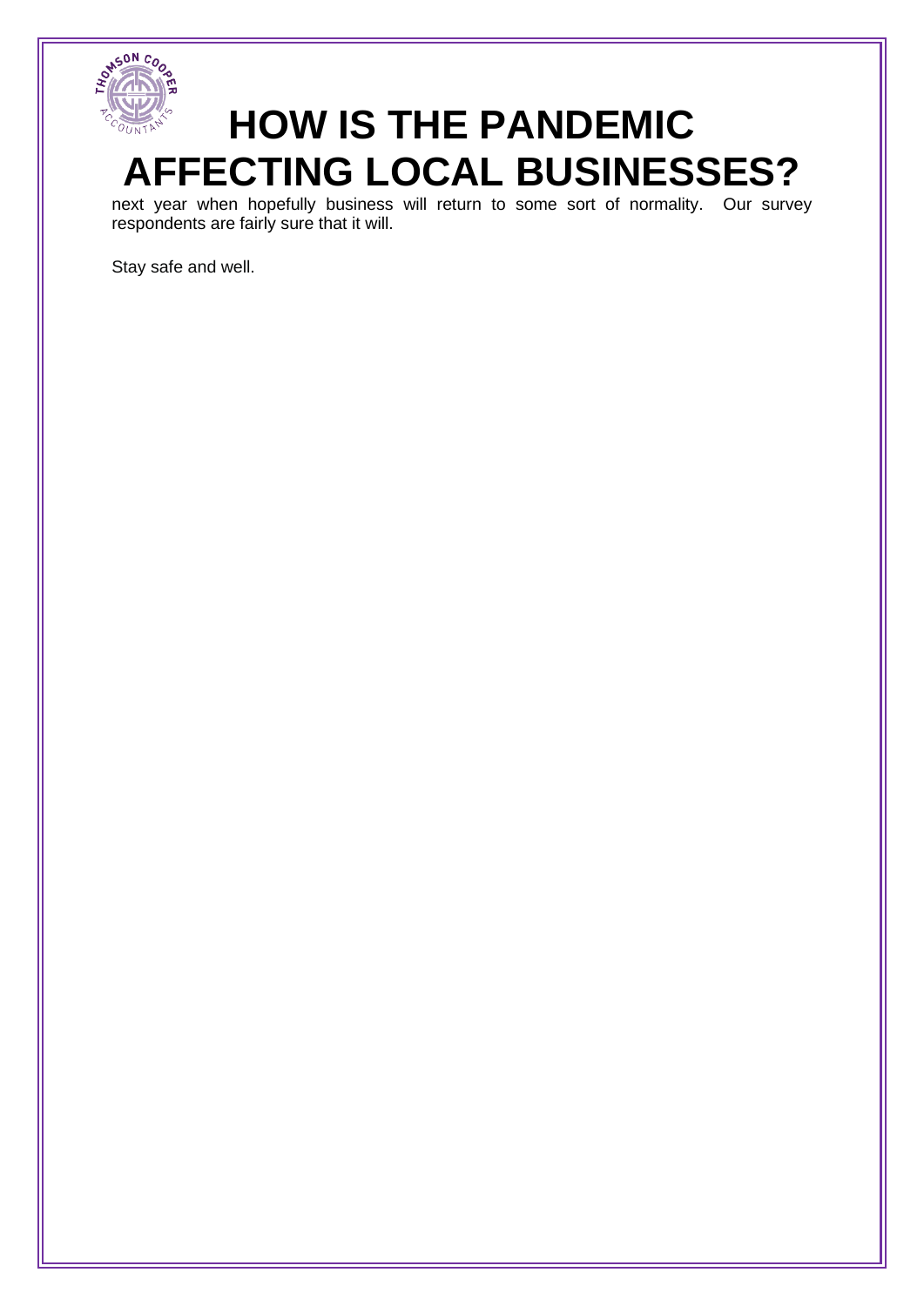next year when hopefully business will return to some sort of normality. Our survey respondents are fairly sure that it will.

Stay safe and well.